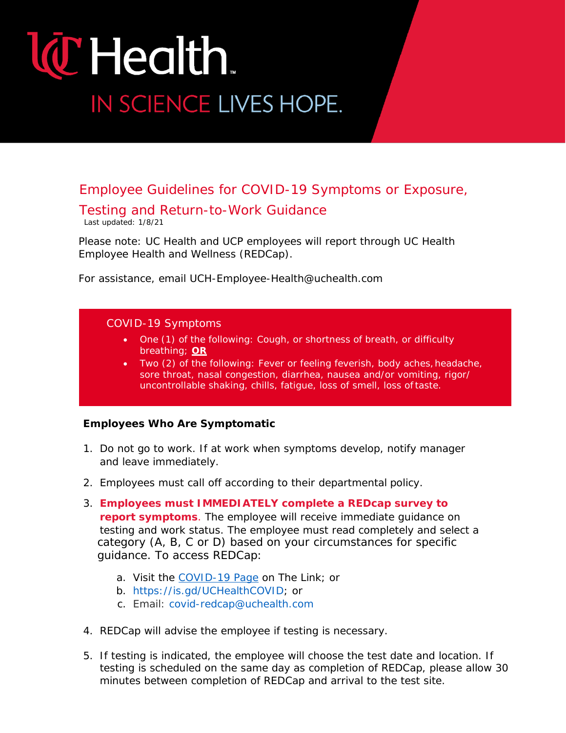UC Health

IN SCIENCE LIVES HOPE.

# Employee Guidelines for COVID-19 Symptoms or Exposure, Testing and Return-to-Work Guidance

Last updated: 1/8/21

Please note: UC Health and UCP employees will report through UC Health Employee Health and Wellness (REDCap).

For assistance, email UCH-Employee-Health@uchealth.com

## COVID-19 Symptoms

- One (1) of the following: Cough, or shortness of breath, or difficulty breathing; **OR**
- Two (2) of the following: Fever or feeling feverish, body aches, headache, sore throat, nasal congestion, diarrhea, nausea and/or vomiting, rigor/ uncontrollable shaking, chills, fatigue, loss of smell, loss of taste.

### Employees Who Are Symptomatic

1. Do not go to work. If at work when symptoms develop, notify manager and leave immediately.
2. Employees must call off according to their departmental policy.
3. **Employees must IMMEDIATELY complete a REDcap survey to report symptoms**. The employee will receive immediate guidance on testing and work status. The employee must read completely and select a category (A, B, C or D) based on your circumstances for specific guidance. To access REDCap:
   a. Visit the COVID-19 Page on The Link; or
   b. https://is.gd/UCHealthCOVID; or
   c. Email: covid-redcap@uchealth.com
4. REDCap will advise the employee if testing is necessary.
5. If testing is indicated, the employee will choose the test date and location. If testing is scheduled on the same day as completion of REDCap, please allow 30 minutes between completion of REDCap and arrival to the test site.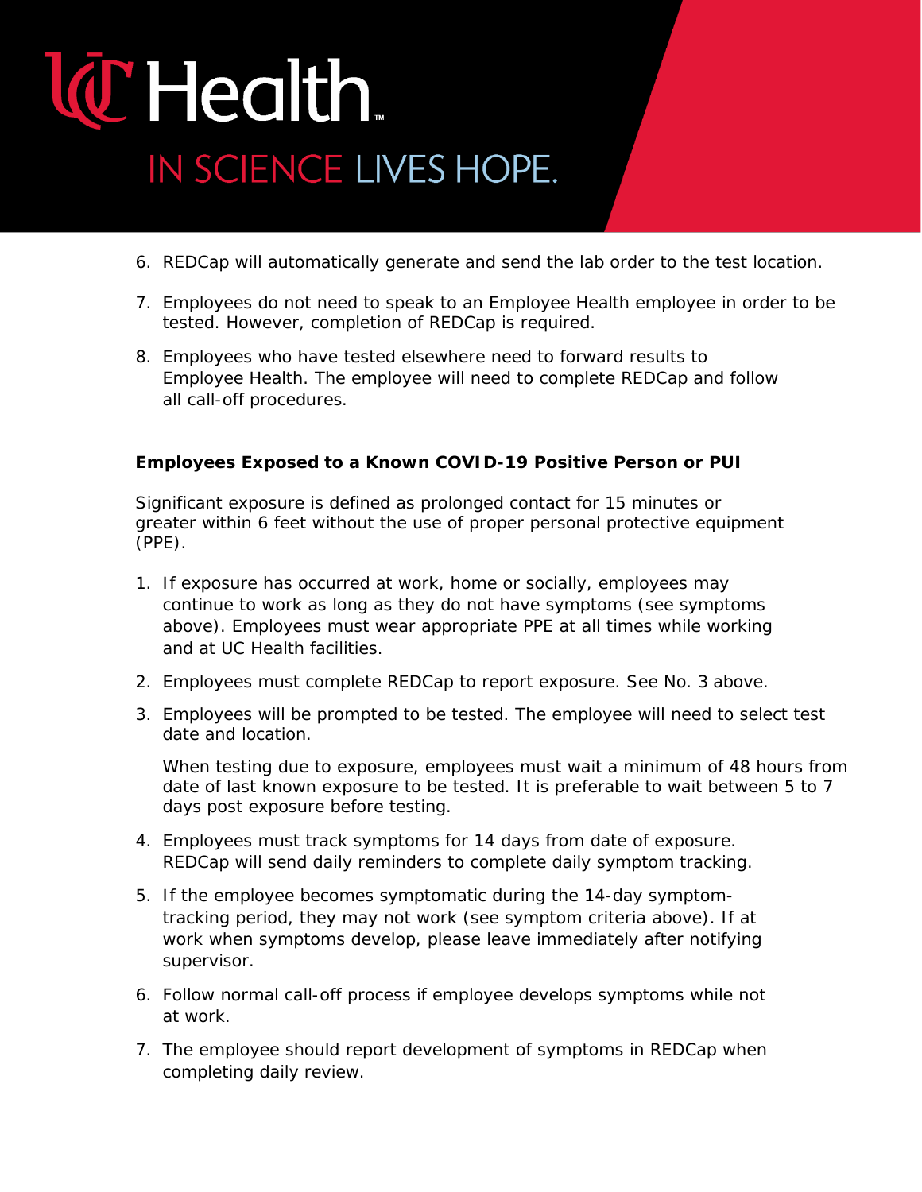6. REDCap will automatically generate and send the lab order to the test location.

7. Employees do not need to speak to an Employee Health employee in order to be tested. However, completion of REDCap is required.

8. Employees who have tested elsewhere need to forward results to Employee Health. The employee will need to complete REDCap and follow all call-off procedures.

**Employees Exposed to a Known COVID-19 Positive Person or PUI**

Significant exposure is defined as prolonged contact for 15 minutes or greater within 6 feet without the use of proper personal protective equipment (PPE).

1. If exposure has occurred at work, home or socially, employees may continue to work as long as they do not have symptoms (see symptoms above). Employees must wear appropriate PPE at all times while working and at UC Health facilities.

2. Employees must complete REDCap to report exposure. See No. 3 above.

3. Employees will be prompted to be tested. The employee will need to select test date and location.

   When testing due to exposure, employees must wait a minimum of 48 hours from date of last known exposure to be tested. It is preferable to wait between 5 to 7 days post exposure before testing.

4. Employees must track symptoms for 14 days from date of exposure. REDCap will send daily reminders to complete daily symptom tracking.

5. If the employee becomes symptomatic during the 14-day symptom-tracking period, they may not work (see symptom criteria above). If at work when symptoms develop, please leave immediately after notifying supervisor.

6. Follow normal call-off process if employee develops symptoms while not at work.

7. The employee should report development of symptoms in REDCap when completing daily review.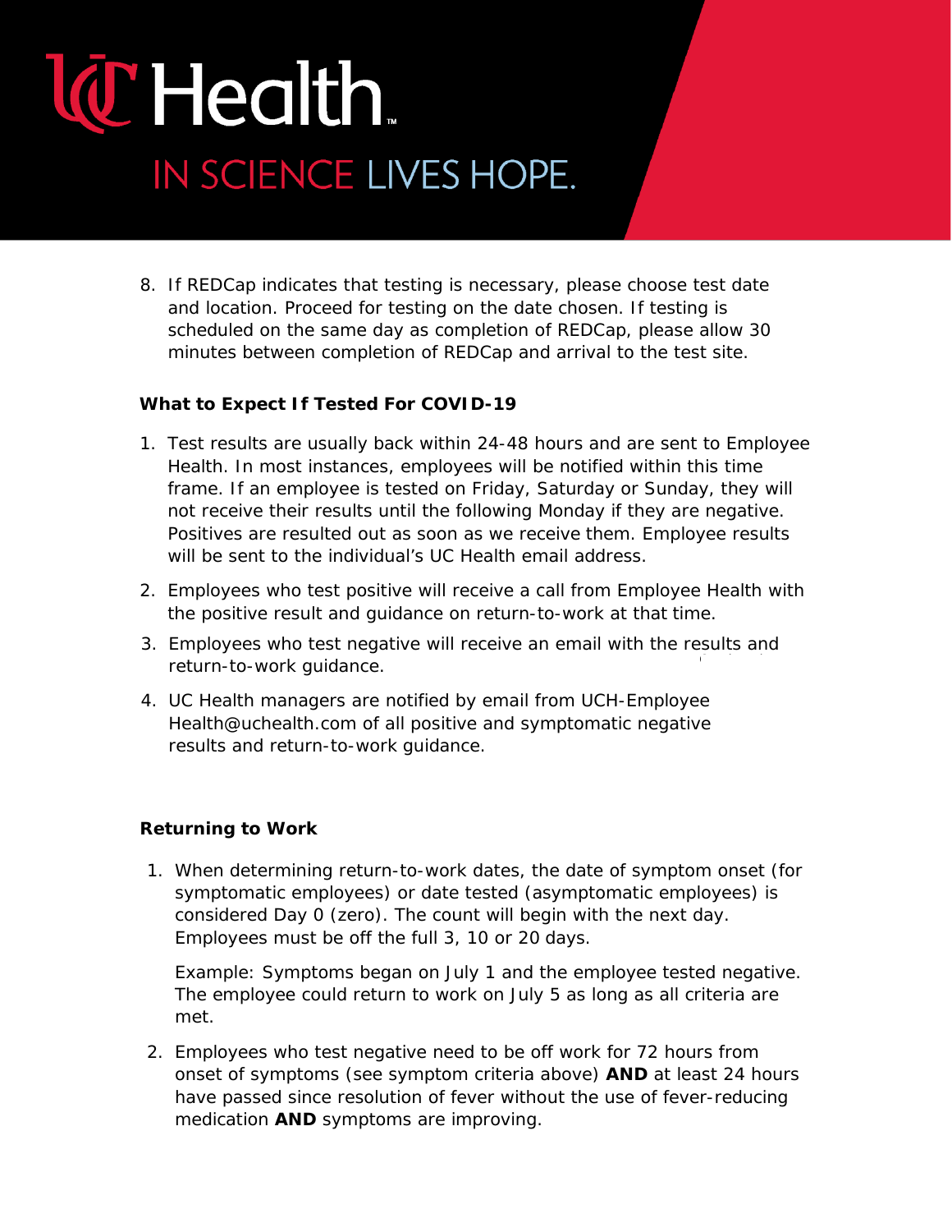8. If REDCap indicates that testing is necessary, please choose test date and location. Proceed for testing on the date chosen. If testing is scheduled on the same day as completion of REDCap, please allow 30 minutes between completion of REDCap and arrival to the test site.

**What to Expect If Tested For COVID-19**

1. Test results are usually back within 24-48 hours and are sent to Employee Health. In most instances, employees will be notified within this time frame. If an employee is tested on Friday, Saturday or Sunday, they will not receive their results until the following Monday if they are negative. Positives are resulted out as soon as we receive them. Employee results will be sent to the individual's UC Health email address.
2. Employees who test positive will receive a call from Employee Health with the positive result and guidance on return-to-work at that time.
3. Employees who test negative will receive an email with the results and return-to-work guidance.
4. UC Health managers are notified by email from UCH-Employee Health@uchealth.com of all positive and symptomatic negative results and return-to-work guidance.

**Returning to Work**

1. When determining return-to-work dates, the date of symptom onset (for symptomatic employees) or date tested (asymptomatic employees) is considered Day 0 (zero). The count will begin with the next day. Employees must be off the full 3, 10 or 20 days.

   Example: Symptoms began on July 1 and the employee tested negative. The employee could return to work on July 5 as long as all criteria are met.

2. Employees who test negative need to be off work for 72 hours from onset of symptoms (see symptom criteria above) **AND** at least 24 hours have passed since resolution of fever without the use of fever-reducing medication **AND** symptoms are improving.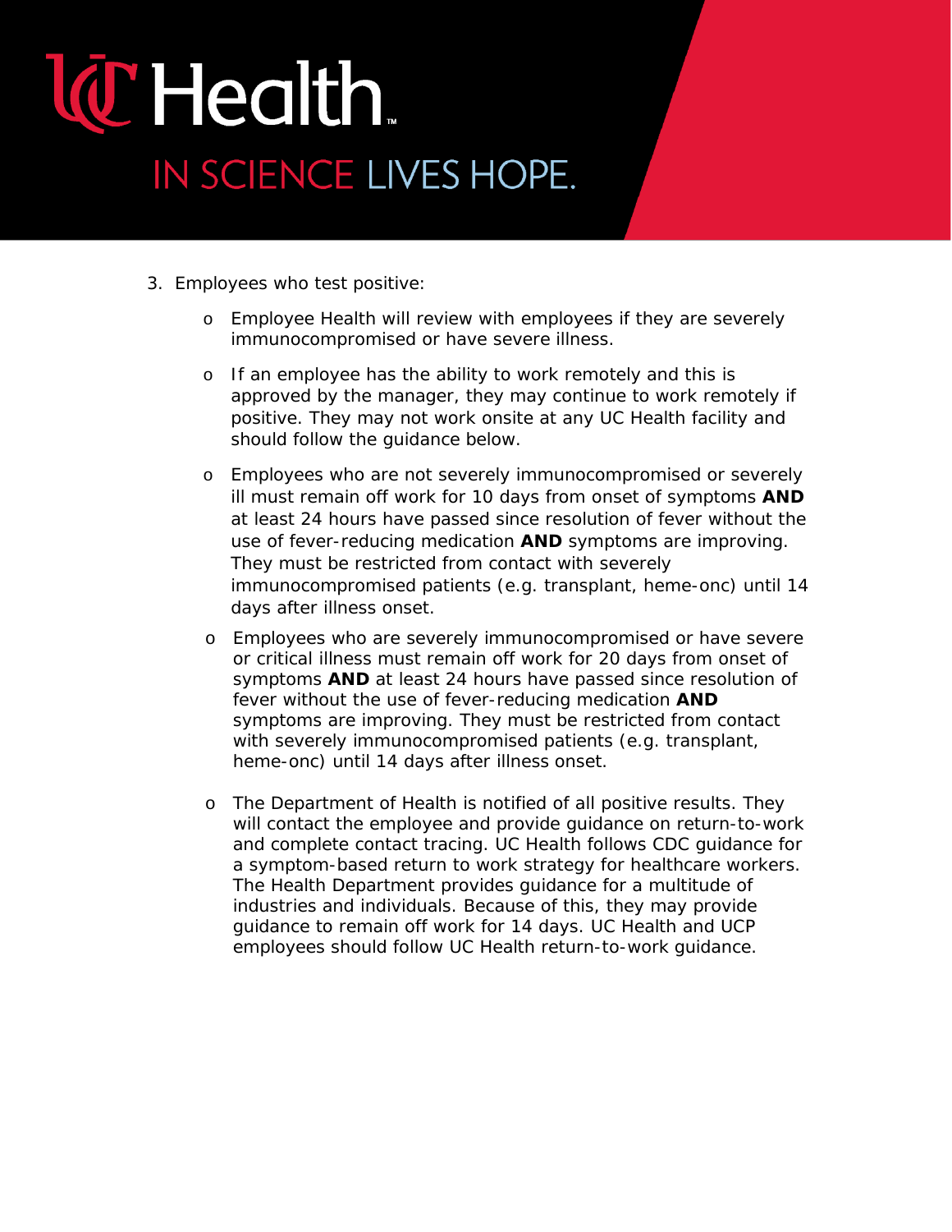3. Employees who test positive:

    - Employee Health will review with employees if they are severely immunocompromised or have severe illness.
    - If an employee has the ability to work remotely and this is approved by the manager, they may continue to work remotely if positive. They may not work onsite at any UC Health facility and should follow the guidance below.
    - Employees who are not severely immunocompromised or severely ill must remain off work for 10 days from onset of symptoms **AND** at least 24 hours have passed since resolution of fever without the use of fever-reducing medication **AND** symptoms are improving. They must be restricted from contact with severely immunocompromised patients (e.g. transplant, heme-onc) until 14 days after illness onset.
    - Employees who are severely immunocompromised or have severe or critical illness must remain off work for 20 days from onset of symptoms **AND** at least 24 hours have passed since resolution of fever without the use of fever-reducing medication **AND** symptoms are improving. They must be restricted from contact with severely immunocompromised patients (e.g. transplant, heme-onc) until 14 days after illness onset.
    - The Department of Health is notified of all positive results. They will contact the employee and provide guidance on return-to-work and complete contact tracing. UC Health follows CDC guidance for a symptom-based return to work strategy for healthcare workers. The Health Department provides guidance for a multitude of industries and individuals. Because of this, they may provide guidance to remain off work for 14 days. UC Health and UCP employees should follow UC Health return-to-work guidance.